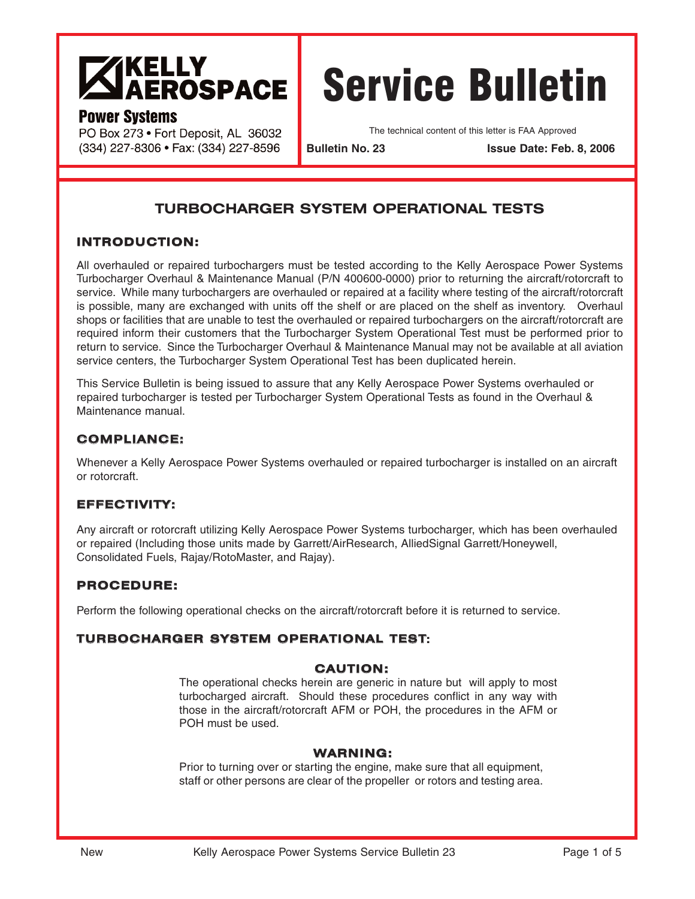**KELLY AEROSPACE**
**Power Systems**
PO Box 273 • Fort Deposit, AL 36032
(334) 227-8306 • Fax: (334) 227-8596

# Service Bulletin

The technical content of this letter is FAA Approved

**Bulletin No. 23** **Issue Date: Feb. 8, 2006**

## TURBOCHARGER SYSTEM OPERATIONAL TESTS

### INTRODUCTION:

All overhauled or repaired turbochargers must be tested according to the Kelly Aerospace Power Systems Turbocharger Overhaul & Maintenance Manual (P/N 400600-0000) prior to returning the aircraft/rotorcraft to service. While many turbochargers are overhauled or repaired at a facility where testing of the aircraft/rotorcraft is possible, many are exchanged with units off the shelf or are placed on the shelf as inventory. Overhaul shops or facilities that are unable to test the overhauled or repaired turbochargers on the aircraft/rotorcraft are required inform their customers that the Turbocharger System Operational Test must be performed prior to return to service. Since the Turbocharger Overhaul & Maintenance Manual may not be available at all aviation service centers, the Turbocharger System Operational Test has been duplicated herein.

This Service Bulletin is being issued to assure that any Kelly Aerospace Power Systems overhauled or repaired turbocharger is tested per Turbocharger System Operational Tests as found in the Overhaul & Maintenance manual.

### COMPLIANCE:

Whenever a Kelly Aerospace Power Systems overhauled or repaired turbocharger is installed on an aircraft or rotorcraft.

### EFFECTIVITY:

Any aircraft or rotorcraft utilizing Kelly Aerospace Power Systems turbocharger, which has been overhauled or repaired (Including those units made by Garrett/AirResearch, AlliedSignal Garrett/Honeywell, Consolidated Fuels, Rajay/RotoMaster, and Rajay).

### PROCEDURE:

Perform the following operational checks on the aircraft/rotorcraft before it is returned to service.

### TURBOCHARGER SYSTEM OPERATIONAL TEST:

**CAUTION:**
The operational checks herein are generic in nature but will apply to most turbocharged aircraft. Should these procedures conflict in any way with those in the aircraft/rotorcraft AFM or POH, the procedures in the AFM or POH must be used.

**WARNING:**
Prior to turning over or starting the engine, make sure that all equipment, staff or other persons are clear of the propeller or rotors and testing area.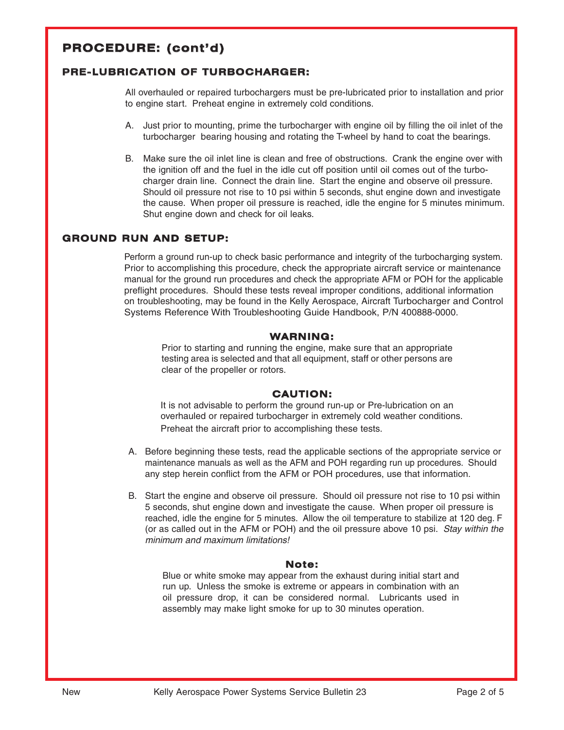## PROCEDURE: (cont'd)

### PRE-LUBRICATION OF TURBOCHARGER:

All overhauled or repaired turbochargers must be pre-lubricated prior to installation and prior to engine start. Preheat engine in extremely cold conditions.

A. Just prior to mounting, prime the turbocharger with engine oil by filling the oil inlet of the turbocharger bearing housing and rotating the T-wheel by hand to coat the bearings.

B. Make sure the oil inlet line is clean and free of obstructions. Crank the engine over with the ignition off and the fuel in the idle cut off position until oil comes out of the turbocharger drain line. Connect the drain line. Start the engine and observe oil pressure. Should oil pressure not rise to 10 psi within 5 seconds, shut engine down and investigate the cause. When proper oil pressure is reached, idle the engine for 5 minutes minimum. Shut engine down and check for oil leaks.

### GROUND RUN AND SETUP:

Perform a ground run-up to check basic performance and integrity of the turbocharging system. Prior to accomplishing this procedure, check the appropriate aircraft service or maintenance manual for the ground run procedures and check the appropriate AFM or POH for the applicable preflight procedures. Should these tests reveal improper conditions, additional information on troubleshooting, may be found in the Kelly Aerospace, Aircraft Turbocharger and Control Systems Reference With Troubleshooting Guide Handbook, P/N 400888-0000.

**WARNING:**

Prior to starting and running the engine, make sure that an appropriate testing area is selected and that all equipment, staff or other persons are clear of the propeller or rotors.

**CAUTION:**

It is not advisable to perform the ground run-up or Pre-lubrication on an overhauled or repaired turbocharger in extremely cold weather conditions. Preheat the aircraft prior to accomplishing these tests.

A. Before beginning these tests, read the applicable sections of the appropriate service or maintenance manuals as well as the AFM and POH regarding run up procedures. Should any step herein conflict from the AFM or POH procedures, use that information.

B. Start the engine and observe oil pressure. Should oil pressure not rise to 10 psi within 5 seconds, shut engine down and investigate the cause. When proper oil pressure is reached, idle the engine for 5 minutes. Allow the oil temperature to stabilize at 120 deg. F (or as called out in the AFM or POH) and the oil pressure above 10 psi. *Stay within the minimum and maximum limitations!*

**Note:**

Blue or white smoke may appear from the exhaust during initial start and run up. Unless the smoke is extreme or appears in combination with an oil pressure drop, it can be considered normal. Lubricants used in assembly may make light smoke for up to 30 minutes operation.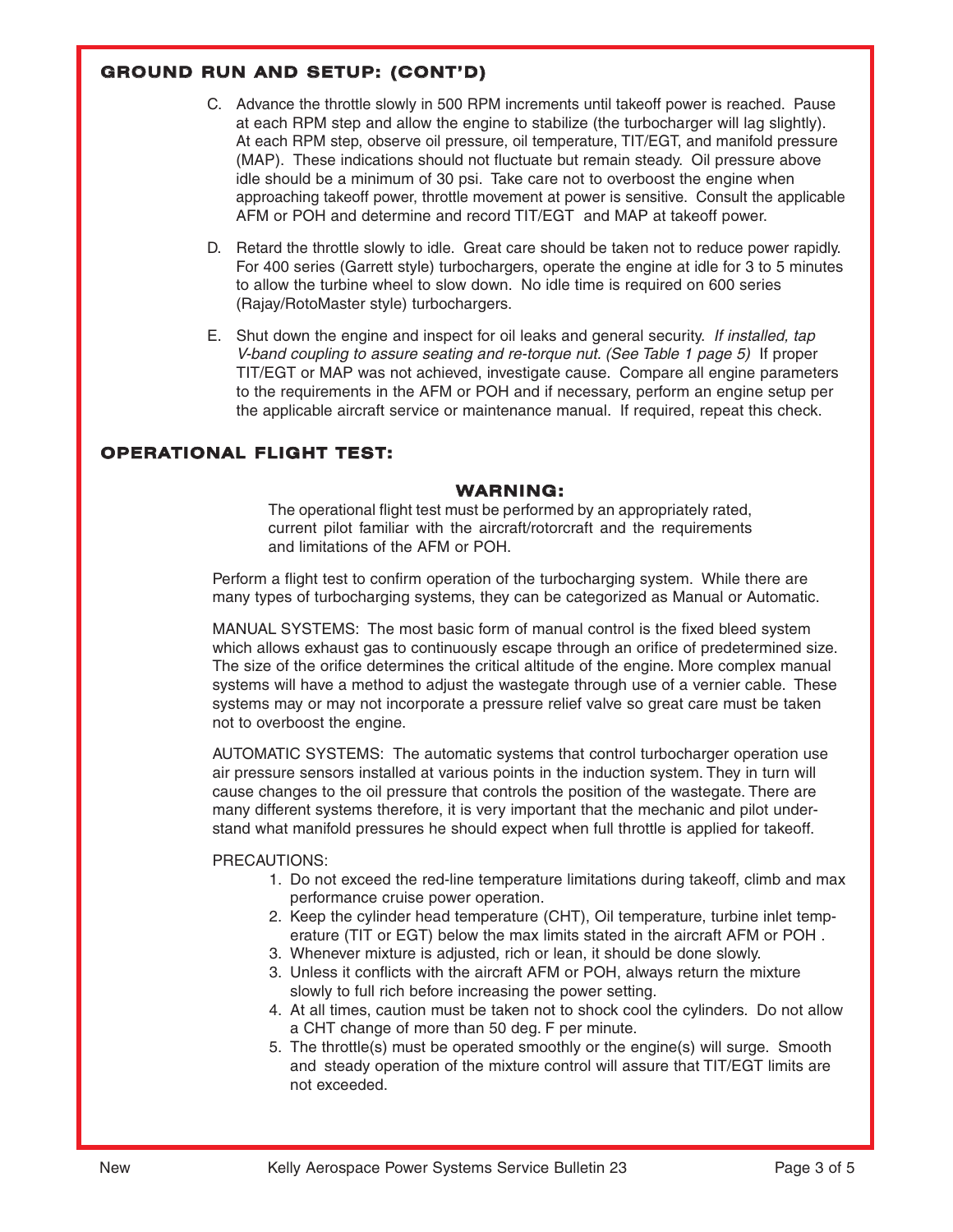## GROUND RUN AND SETUP: (CONT'D)

C. Advance the throttle slowly in 500 RPM increments until takeoff power is reached. Pause at each RPM step and allow the engine to stabilize (the turbocharger will lag slightly). At each RPM step, observe oil pressure, oil temperature, TIT/EGT, and manifold pressure (MAP). These indications should not fluctuate but remain steady. Oil pressure above idle should be a minimum of 30 psi. Take care not to overboost the engine when approaching takeoff power, throttle movement at power is sensitive. Consult the applicable AFM or POH and determine and record TIT/EGT and MAP at takeoff power.

D. Retard the throttle slowly to idle. Great care should be taken not to reduce power rapidly. For 400 series (Garrett style) turbochargers, operate the engine at idle for 3 to 5 minutes to allow the turbine wheel to slow down. No idle time is required on 600 series (Rajay/RotoMaster style) turbochargers.

E. Shut down the engine and inspect for oil leaks and general security. *If installed, tap V-band coupling to assure seating and re-torque nut. (See Table 1 page 5)* If proper TIT/EGT or MAP was not achieved, investigate cause. Compare all engine parameters to the requirements in the AFM or POH and if necessary, perform an engine setup per the applicable aircraft service or maintenance manual. If required, repeat this check.

## OPERATIONAL FLIGHT TEST:

**WARNING:**

The operational flight test must be performed by an appropriately rated, current pilot familiar with the aircraft/rotorcraft and the requirements and limitations of the AFM or POH.

Perform a flight test to confirm operation of the turbocharging system. While there are many types of turbocharging systems, they can be categorized as Manual or Automatic.

MANUAL SYSTEMS: The most basic form of manual control is the fixed bleed system which allows exhaust gas to continuously escape through an orifice of predetermined size. The size of the orifice determines the critical altitude of the engine. More complex manual systems will have a method to adjust the wastegate through use of a vernier cable. These systems may or may not incorporate a pressure relief valve so great care must be taken not to overboost the engine.

AUTOMATIC SYSTEMS: The automatic systems that control turbocharger operation use air pressure sensors installed at various points in the induction system. They in turn will cause changes to the oil pressure that controls the position of the wastegate. There are many different systems therefore, it is very important that the mechanic and pilot understand what manifold pressures he should expect when full throttle is applied for takeoff.

PRECAUTIONS:

1. Do not exceed the red-line temperature limitations during takeoff, climb and max performance cruise power operation.
2. Keep the cylinder head temperature (CHT), Oil temperature, turbine inlet temperature (TIT or EGT) below the max limits stated in the aircraft AFM or POH .
3. Whenever mixture is adjusted, rich or lean, it should be done slowly.
3. Unless it conflicts with the aircraft AFM or POH, always return the mixture slowly to full rich before increasing the power setting.
4. At all times, caution must be taken not to shock cool the cylinders. Do not allow a CHT change of more than 50 deg. F per minute.
5. The throttle(s) must be operated smoothly or the engine(s) will surge. Smooth and steady operation of the mixture control will assure that TIT/EGT limits are not exceeded.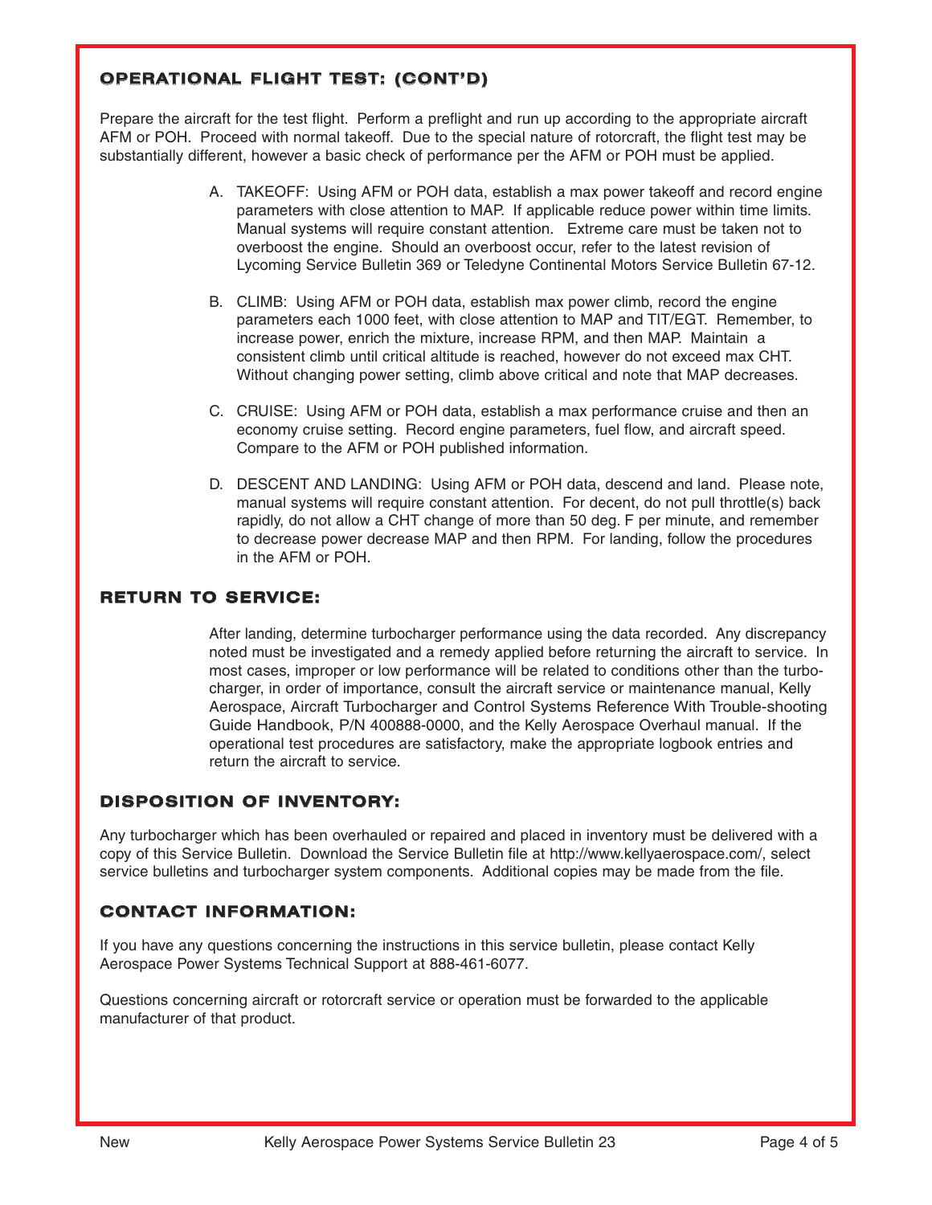## OPERATIONAL FLIGHT TEST: (CONT'D)

Prepare the aircraft for the test flight. Perform a preflight and run up according to the appropriate aircraft AFM or POH. Proceed with normal takeoff. Due to the special nature of rotorcraft, the flight test may be substantially different, however a basic check of performance per the AFM or POH must be applied.

A. TAKEOFF: Using AFM or POH data, establish a max power takeoff and record engine parameters with close attention to MAP. If applicable reduce power within time limits. Manual systems will require constant attention. Extreme care must be taken not to overboost the engine. Should an overboost occur, refer to the latest revision of Lycoming Service Bulletin 369 or Teledyne Continental Motors Service Bulletin 67-12.

B. CLIMB: Using AFM or POH data, establish max power climb, record the engine parameters each 1000 feet, with close attention to MAP and TIT/EGT. Remember, to increase power, enrich the mixture, increase RPM, and then MAP. Maintain a consistent climb until critical altitude is reached, however do not exceed max CHT. Without changing power setting, climb above critical and note that MAP decreases.

C. CRUISE: Using AFM or POH data, establish a max performance cruise and then an economy cruise setting. Record engine parameters, fuel flow, and aircraft speed. Compare to the AFM or POH published information.

D. DESCENT AND LANDING: Using AFM or POH data, descend and land. Please note, manual systems will require constant attention. For decent, do not pull throttle(s) back rapidly, do not allow a CHT change of more than 50 deg. F per minute, and remember to decrease power decrease MAP and then RPM. For landing, follow the procedures in the AFM or POH.

## RETURN TO SERVICE:

After landing, determine turbocharger performance using the data recorded. Any discrepancy noted must be investigated and a remedy applied before returning the aircraft to service. In most cases, improper or low performance will be related to conditions other than the turbocharger, in order of importance, consult the aircraft service or maintenance manual, Kelly Aerospace, Aircraft Turbocharger and Control Systems Reference With Trouble-shooting Guide Handbook, P/N 400888-0000, and the Kelly Aerospace Overhaul manual. If the operational test procedures are satisfactory, make the appropriate logbook entries and return the aircraft to service.

## DISPOSITION OF INVENTORY:

Any turbocharger which has been overhauled or repaired and placed in inventory must be delivered with a copy of this Service Bulletin. Download the Service Bulletin file at http://www.kellyaerospace.com/, select service bulletins and turbocharger system components. Additional copies may be made from the file.

## CONTACT INFORMATION:

If you have any questions concerning the instructions in this service bulletin, please contact Kelly Aerospace Power Systems Technical Support at 888-461-6077.

Questions concerning aircraft or rotorcraft service or operation must be forwarded to the applicable manufacturer of that product.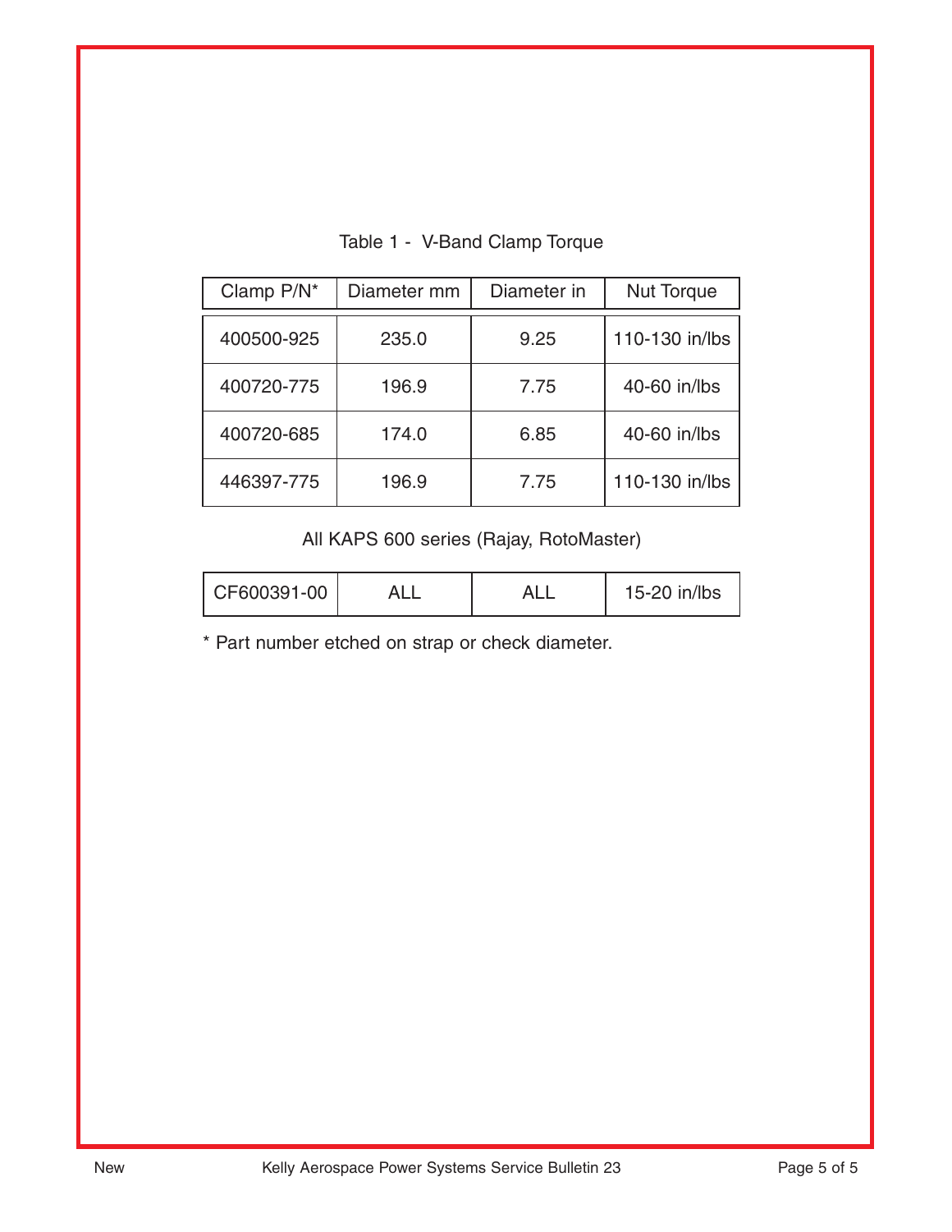Table 1 - V-Band Clamp Torque

| Clamp P/N* | Diameter mm | Diameter in | Nut Torque |
|---|---|---|---|
| 400500-925 | 235.0 | 9.25 | 110-130 in/lbs |
| 400720-775 | 196.9 | 7.75 | 40-60 in/lbs |
| 400720-685 | 174.0 | 6.85 | 40-60 in/lbs |
| 446397-775 | 196.9 | 7.75 | 110-130 in/lbs |
| All KAPS 600 series (Rajay, RotoMaster) | | | |
| CF600391-00 | ALL | ALL | 15-20 in/lbs |

* Part number etched on strap or check diameter.